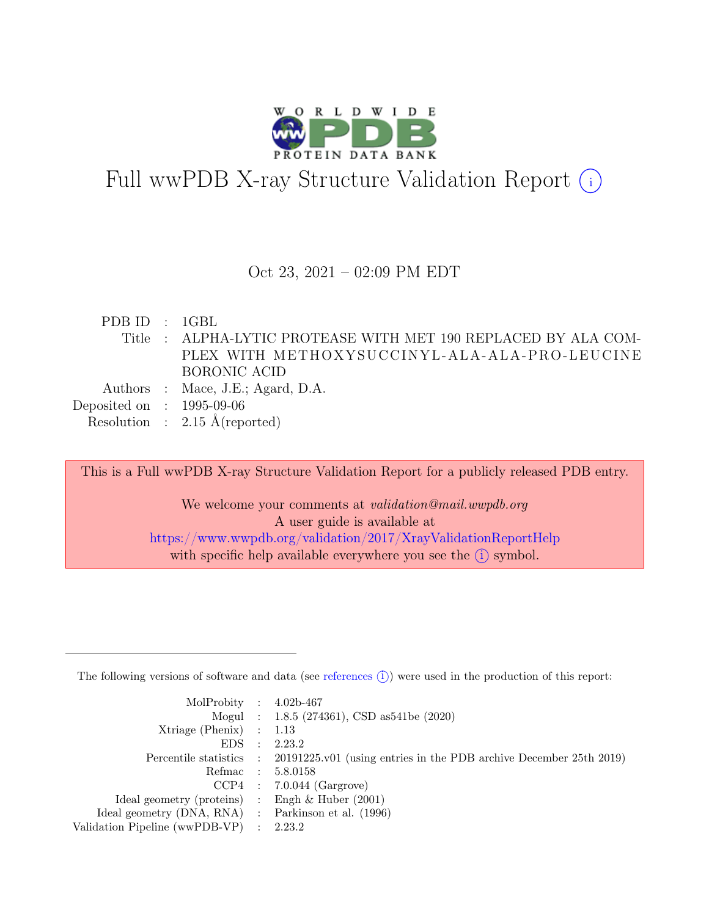# Full wwPDB X-ray Structure Validation Report (i)

Oct 23, 2021 – 02:09 PM EDT

| | | |
|---|---|---|
| PDB ID | : | 1GBL |
| Title | : | ALPHA-LYTIC PROTEASE WITH MET 190 REPLACED BY ALA COMPLEX WITH METHOXYSUCCINYL-ALA-ALA-PRO-LEUCINE BORONIC ACID |
| Authors | : | Mace, J.E.; Agard, D.A. |
| Deposited on | : | 1995-09-06 |
| Resolution | : | 2.15 Å(reported) |

This is a Full wwPDB X-ray Structure Validation Report for a publicly released PDB entry.

We welcome your comments at *validation@mail.wwpdb.org*
A user guide is available at
https://www.wwpdb.org/validation/2017/XrayValidationReportHelp
with specific help available everywhere you see the (i) symbol.

The following versions of software and data (see references (i)) were used in the production of this report:

| | | |
|---|---|---|
| MolProbity | : | 4.02b-467 |
| Mogul | : | 1.8.5 (274361), CSD as541be (2020) |
| Xtriage (Phenix) | : | 1.13 |
| EDS | : | 2.23.2 |
| Percentile statistics | : | 20191225.v01 (using entries in the PDB archive December 25th 2019) |
| Refmac | : | 5.8.0158 |
| CCP4 | : | 7.0.044 (Gargrove) |
| Ideal geometry (proteins) | : | Engh & Huber (2001) |
| Ideal geometry (DNA, RNA) | : | Parkinson et al. (1996) |
| Validation Pipeline (wwPDB-VP) | : | 2.23.2 |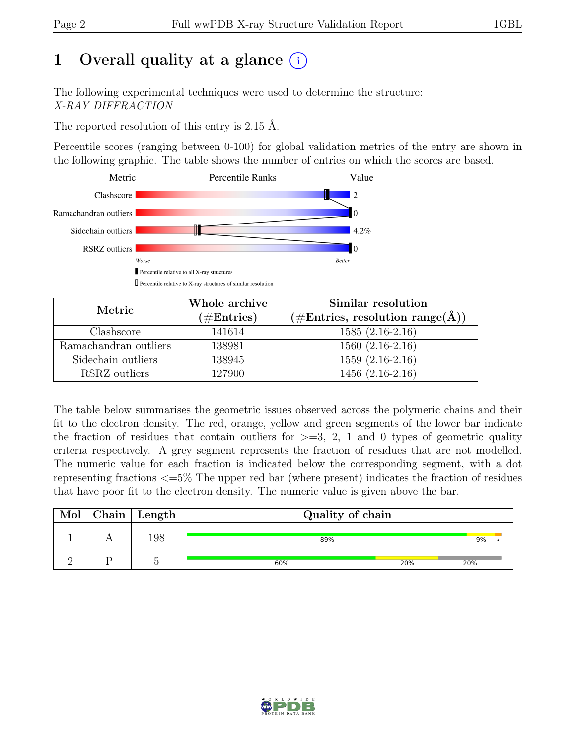# 1 Overall quality at a glance (i)

The following experimental techniques were used to determine the structure:
*X-RAY DIFFRACTION*

The reported resolution of this entry is 2.15 Å.

Percentile scores (ranging between 0-100) for global validation metrics of the entry are shown in the following graphic. The table shows the number of entries on which the scores are based.

| Metric | Value |
|---|---|
| Clashscore | 2 |
| Ramachandran outliers | 0 |
| Sidechain outliers | 4.2% |
| RSRZ outliers | 0 |

Worse — Better

▮ Percentile relative to all X-ray structures

▯ Percentile relative to X-ray structures of similar resolution

| Metric | Whole archive (#Entries) | Similar resolution (#Entries, resolution range(Å)) |
|---|---|---|
| Clashscore | 141614 | 1585 (2.16-2.16) |
| Ramachandran outliers | 138981 | 1560 (2.16-2.16) |
| Sidechain outliers | 138945 | 1559 (2.16-2.16) |
| RSRZ outliers | 127900 | 1456 (2.16-2.16) |

The table below summarises the geometric issues observed across the polymeric chains and their fit to the electron density. The red, orange, yellow and green segments of the lower bar indicate the fraction of residues that contain outliers for >=3, 2, 1 and 0 types of geometric quality criteria respectively. A grey segment represents the fraction of residues that are not modelled. The numeric value for each fraction is indicated below the corresponding segment, with a dot representing fractions <=5% The upper red bar (where present) indicates the fraction of residues that have poor fit to the electron density. The numeric value is given above the bar.

| Mol | Chain | Length | Quality of chain |
|---|---|---|---|
| 1 | A | 198 | 89% · 9% · • |
| 2 | P | 5 | 60% · 20% · 20% |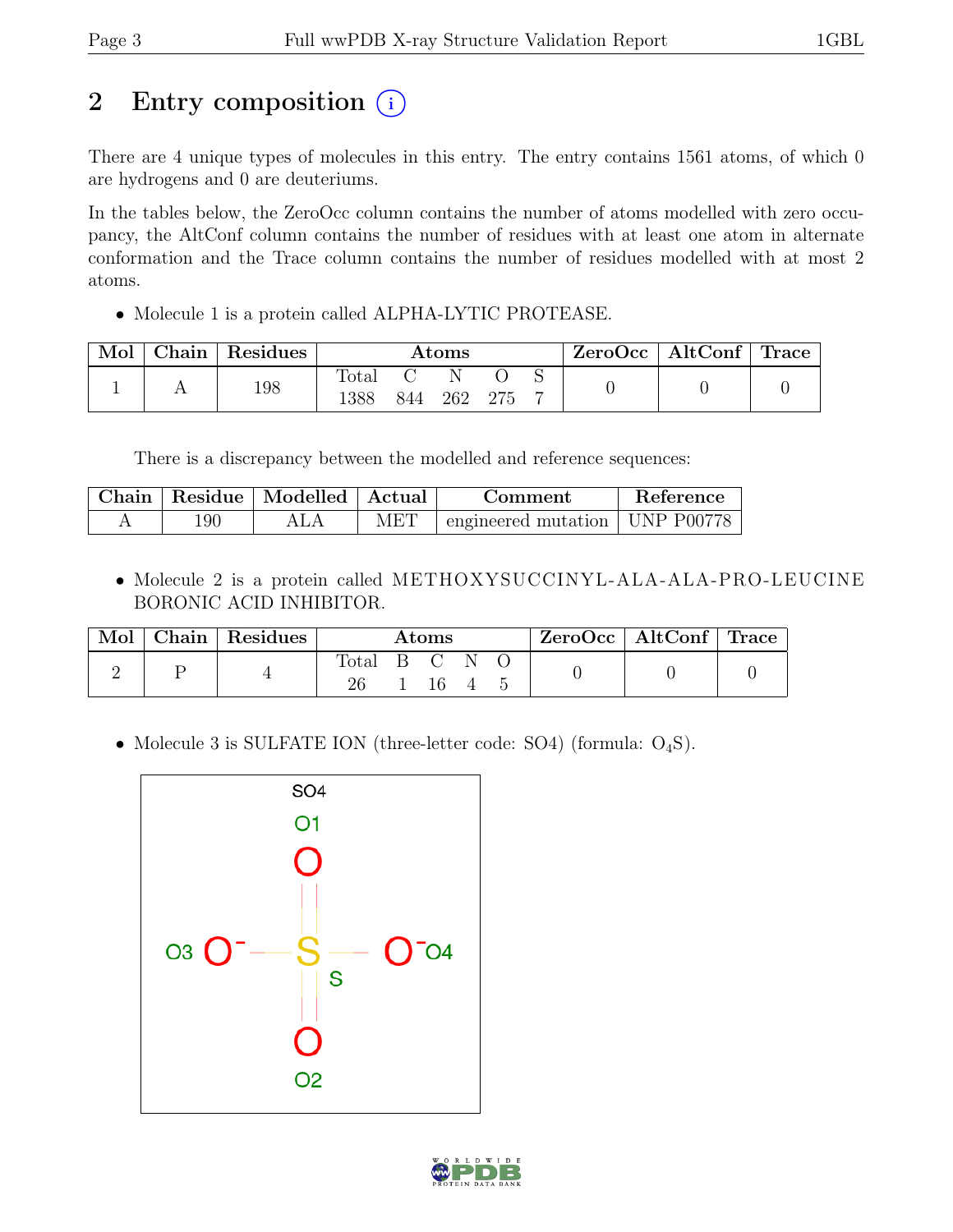# 2 Entry composition

There are 4 unique types of molecules in this entry. The entry contains 1561 atoms, of which 0 are hydrogens and 0 are deuteriums.

In the tables below, the ZeroOcc column contains the number of atoms modelled with zero occupancy, the AltConf column contains the number of residues with at least one atom in alternate conformation and the Trace column contains the number of residues modelled with at most 2 atoms.

- Molecule 1 is a protein called ALPHA-LYTIC PROTEASE.

| Mol | Chain | Residues | Atoms | | | | | ZeroOcc | AltConf | Trace |
|---|---|---|---|---|---|---|---|---|---|---|
| | | | Total | C | N | O | S | | | |
| 1 | A | 198 | 1388 | 844 | 262 | 275 | 7 | 0 | 0 | 0 |

There is a discrepancy between the modelled and reference sequences:

| Chain | Residue | Modelled | Actual | Comment | Reference |
|---|---|---|---|---|---|
| A | 190 | ALA | MET | engineered mutation | UNP P00778 |

- Molecule 2 is a protein called METHOXYSUCCINYL-ALA-ALA-PRO-LEUCINE BORONIC ACID INHIBITOR.

| Mol | Chain | Residues | Atoms | | | | | ZeroOcc | AltConf | Trace |
|---|---|---|---|---|---|---|---|---|---|---|
| | | | Total | B | C | N | O | | | |
| 2 | P | 4 | 26 | 1 | 16 | 4 | 5 | 0 | 0 | 0 |

- Molecule 3 is SULFATE ION (three-letter code: SO4) (formula: $O_4S$).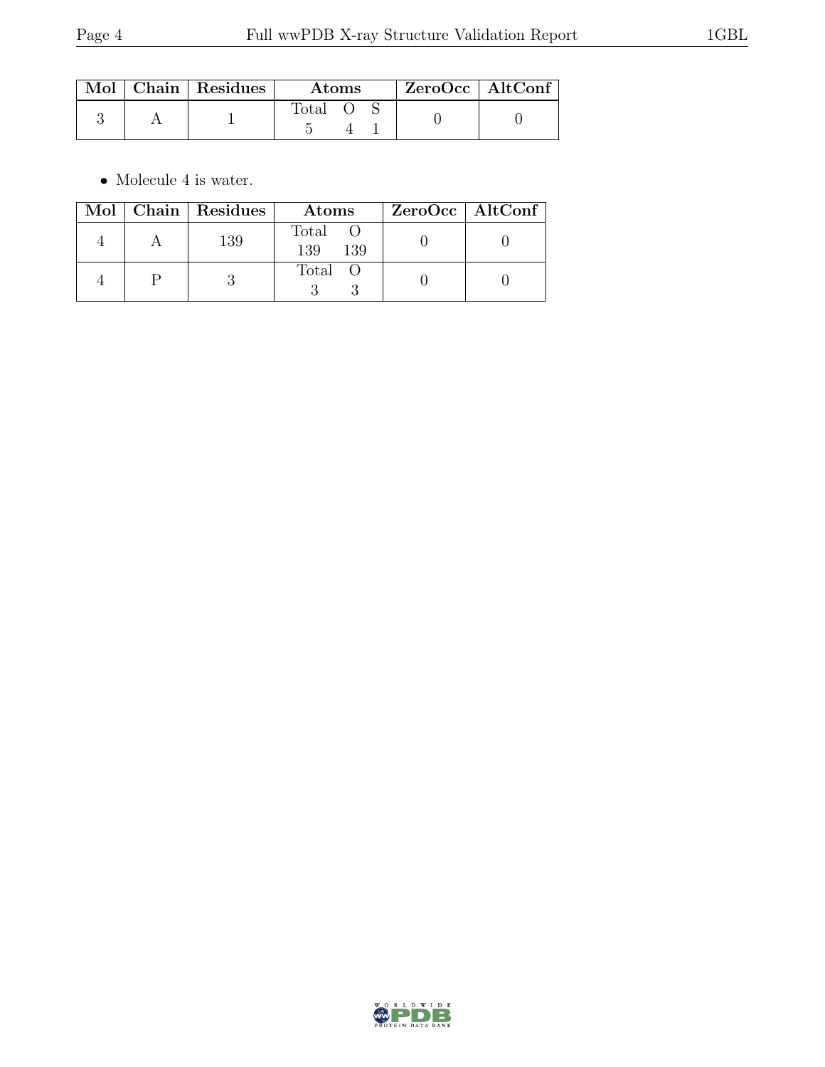| Mol | Chain | Residues | Atoms | | | ZeroOcc | AltConf |
|---|---|---|---|---|---|---|---|
| | | | Total | O | S | | |
| 3 | A | 1 | 5 | 4 | 1 | 0 | 0 |

- Molecule 4 is water.

| Mol | Chain | Residues | Atoms | | ZeroOcc | AltConf |
|---|---|---|---|---|---|---|
| | | | Total | O | | |
| 4 | A | 139 | 139 | 139 | 0 | 0 |
| 4 | P | 3 | 3 | 3 | 0 | 0 |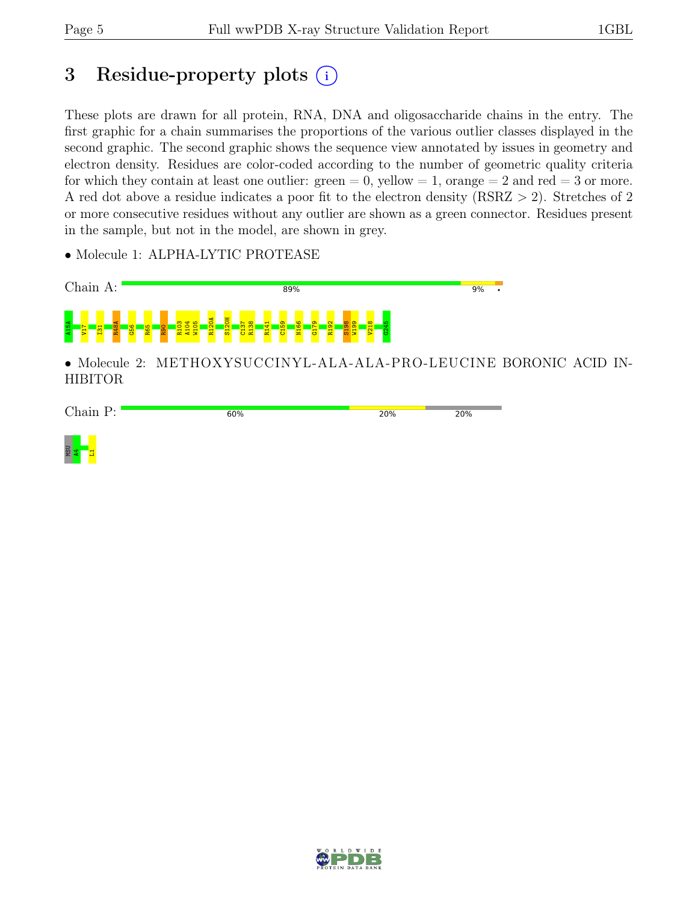# 3 Residue-property plots (i)

These plots are drawn for all protein, RNA, DNA and oligosaccharide chains in the entry. The first graphic for a chain summarises the proportions of the various outlier classes displayed in the second graphic. The second graphic shows the sequence view annotated by issues in geometry and electron density. Residues are color-coded according to the number of geometric quality criteria for which they contain at least one outlier: green = 0, yellow = 1, orange = 2 and red = 3 or more. A red dot above a residue indicates a poor fit to the electron density (RSRZ > 2). Stretches of 2 or more consecutive residues without any outlier are shown as a green connector. Residues present in the sample, but not in the model, are shown in grey.

- Molecule 1: ALPHA-LYTIC PROTEASE

Chain A: 89% | 9% | •

A15A V17 I31 R48A G56 R65 R90 R103 A104 W105 R120A S120H C137 R138 R141 C159 N166 G179 R192 S198 W199 V218 G245

- Molecule 2: METHOXYSUCCINYL-ALA-ALA-PRO-LEUCINE BORONIC ACID INHIBITOR

Chain P: 60% | 20% | 20%

MSU A4 L1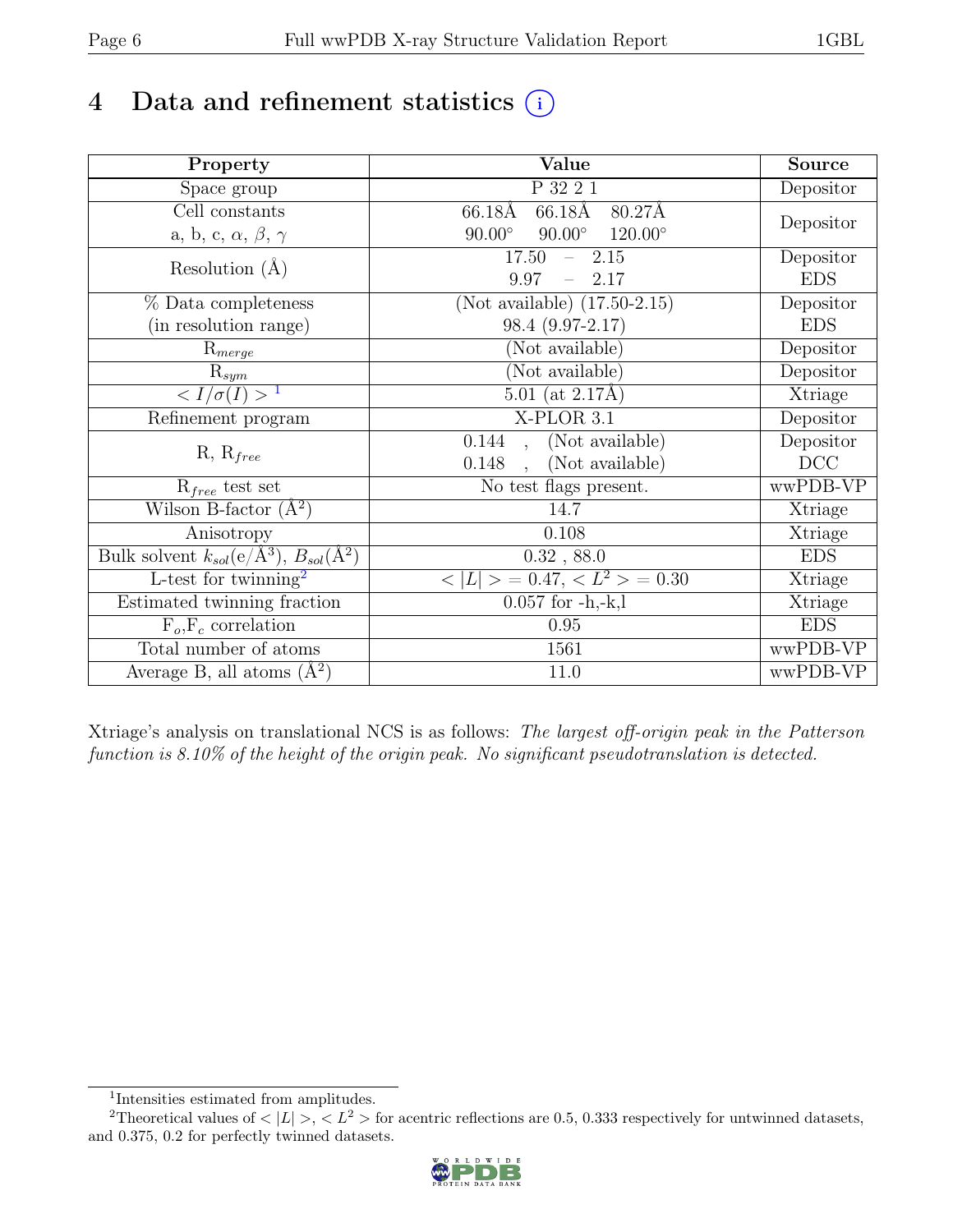# 4 Data and refinement statistics ⓘ

| Property | Value | Source |
|---|---|---|
| Space group | P 32 2 1 | Depositor |
| Cell constants<br>a, b, c, $\alpha$, $\beta$, $\gamma$ | 66.18Å 66.18Å 80.27Å<br>90.00° 90.00° 120.00° | Depositor |
| Resolution (Å) | 17.50 – 2.15<br>9.97 – 2.17 | Depositor<br>EDS |
| % Data completeness<br>(in resolution range) | (Not available) (17.50-2.15)<br>98.4 (9.97-2.17) | Depositor<br>EDS |
| $R_{merge}$ | (Not available) | Depositor |
| $R_{sym}$ | (Not available) | Depositor |
| $< I/\sigma(I) >$ [1] | 5.01 (at 2.17Å) | Xtriage |
| Refinement program | X-PLOR 3.1 | Depositor |
| R, $R_{free}$ | 0.144 , (Not available)<br>0.148 , (Not available) | Depositor<br>DCC |
| $R_{free}$ test set | No test flags present. | wwPDB-VP |
| Wilson B-factor (Å$^2$) | 14.7 | Xtriage |
| Anisotropy | 0.108 | Xtriage |
| Bulk solvent $k_{sol}$(e/Å$^3$), $B_{sol}$(Å$^2$) | 0.32 , 88.0 | EDS |
| L-test for twinning[2] | $< \|L\| > = 0.47$, $< L^2 > = 0.30$ | Xtriage |
| Estimated twinning fraction | 0.057 for -h,-k,l | Xtriage |
| $F_o$,$F_c$ correlation | 0.95 | EDS |
| Total number of atoms | 1561 | wwPDB-VP |
| Average B, all atoms (Å$^2$) | 11.0 | wwPDB-VP |

Xtriage's analysis on translational NCS is as follows: *The largest off-origin peak in the Patterson function is 8.10% of the height of the origin peak. No significant pseudotranslation is detected.*

[1] Intensities estimated from amplitudes.

[2] Theoretical values of $< |L| >$, $< L^2 >$ for acentric reflections are 0.5, 0.333 respectively for untwinned datasets, and 0.375, 0.2 for perfectly twinned datasets.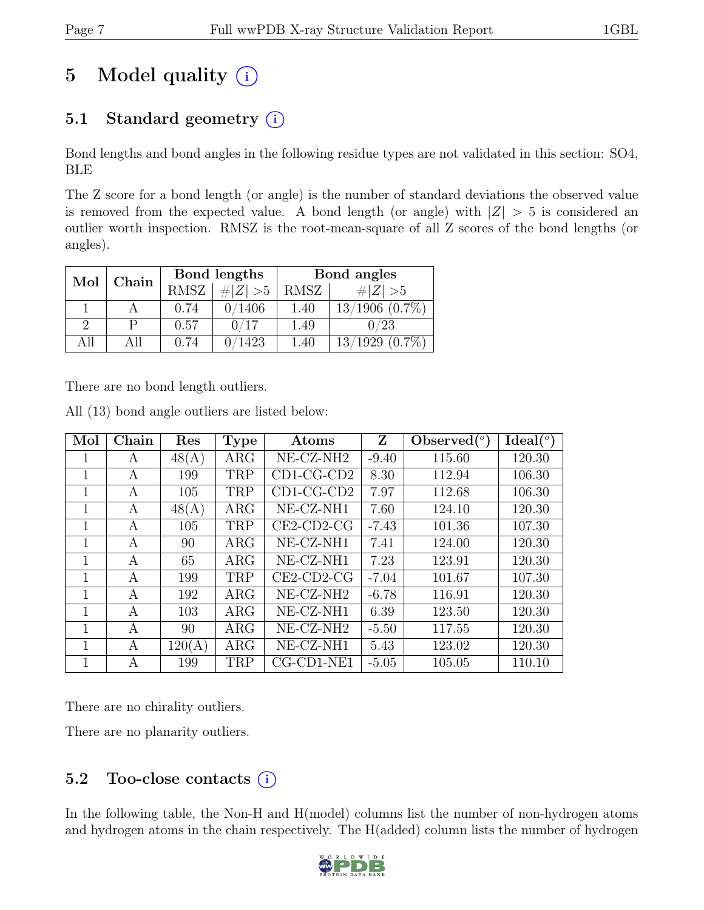# 5 Model quality (i)

## 5.1 Standard geometry (i)

Bond lengths and bond angles in the following residue types are not validated in this section: SO4, BLE

The Z score for a bond length (or angle) is the number of standard deviations the observed value is removed from the expected value. A bond length (or angle) with $|Z| > 5$ is considered an outlier worth inspection. RMSZ is the root-mean-square of all Z scores of the bond lengths (or angles).

| Mol | Chain | Bond lengths | | Bond angles | |
|---|---|---|---|---|---|
| | | RMSZ | $\#|Z| > 5$ | RMSZ | $\#|Z| > 5$ |
| 1 | A | 0.74 | 0/1406 | 1.40 | 13/1906 (0.7%) |
| 2 | P | 0.57 | 0/17 | 1.49 | 0/23 |
| All | All | 0.74 | 0/1423 | 1.40 | 13/1929 (0.7%) |

There are no bond length outliers.

All (13) bond angle outliers are listed below:

| Mol | Chain | Res | Type | Atoms | Z | Observed(°) | Ideal(°) |
|---|---|---|---|---|---|---|---|
| 1 | A | 48(A) | ARG | NE-CZ-NH2 | -9.40 | 115.60 | 120.30 |
| 1 | A | 199 | TRP | CD1-CG-CD2 | 8.30 | 112.94 | 106.30 |
| 1 | A | 105 | TRP | CD1-CG-CD2 | 7.97 | 112.68 | 106.30 |
| 1 | A | 48(A) | ARG | NE-CZ-NH1 | 7.60 | 124.10 | 120.30 |
| 1 | A | 105 | TRP | CE2-CD2-CG | -7.43 | 101.36 | 107.30 |
| 1 | A | 90 | ARG | NE-CZ-NH1 | 7.41 | 124.00 | 120.30 |
| 1 | A | 65 | ARG | NE-CZ-NH1 | 7.23 | 123.91 | 120.30 |
| 1 | A | 199 | TRP | CE2-CD2-CG | -7.04 | 101.67 | 107.30 |
| 1 | A | 192 | ARG | NE-CZ-NH2 | -6.78 | 116.91 | 120.30 |
| 1 | A | 103 | ARG | NE-CZ-NH1 | 6.39 | 123.50 | 120.30 |
| 1 | A | 90 | ARG | NE-CZ-NH2 | -5.50 | 117.55 | 120.30 |
| 1 | A | 120(A) | ARG | NE-CZ-NH1 | 5.43 | 123.02 | 120.30 |
| 1 | A | 199 | TRP | CG-CD1-NE1 | -5.05 | 105.05 | 110.10 |

There are no chirality outliers.

There are no planarity outliers.

## 5.2 Too-close contacts (i)

In the following table, the Non-H and H(model) columns list the number of non-hydrogen atoms and hydrogen atoms in the chain respectively. The H(added) column lists the number of hydrogen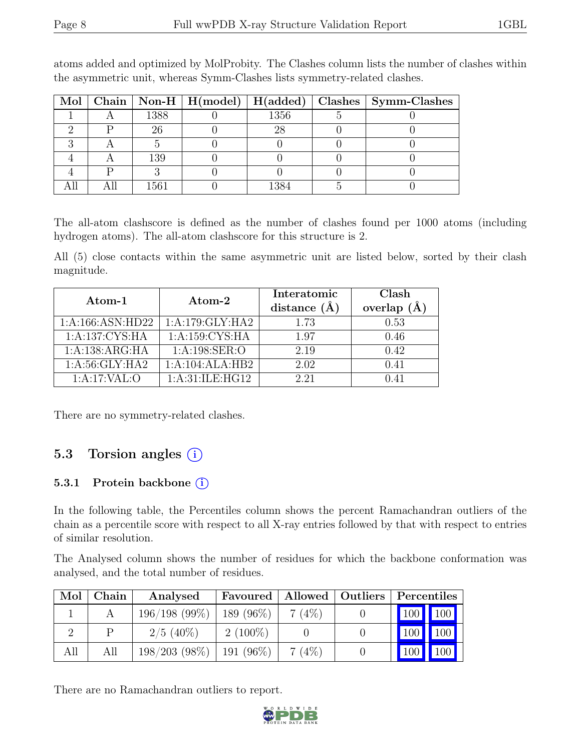atoms added and optimized by MolProbity. The Clashes column lists the number of clashes within the asymmetric unit, whereas Symm-Clashes lists symmetry-related clashes.

| Mol | Chain | Non-H | H(model) | H(added) | Clashes | Symm-Clashes |
|---|---|---|---|---|---|---|
| 1 | A | 1388 | 0 | 1356 | 5 | 0 |
| 2 | P | 26 | 0 | 28 | 0 | 0 |
| 3 | A | 5 | 0 | 0 | 0 | 0 |
| 4 | A | 139 | 0 | 0 | 0 | 0 |
| 4 | P | 3 | 0 | 0 | 0 | 0 |
| All | All | 1561 | 0 | 1384 | 5 | 0 |

The all-atom clashscore is defined as the number of clashes found per 1000 atoms (including hydrogen atoms). The all-atom clashscore for this structure is 2.

All (5) close contacts within the same asymmetric unit are listed below, sorted by their clash magnitude.

| Atom-1 | Atom-2 | Interatomic distance (Å) | Clash overlap (Å) |
|---|---|---|---|
| 1:A:166:ASN:HD22 | 1:A:179:GLY:HA2 | 1.73 | 0.53 |
| 1:A:137:CYS:HA | 1:A:159:CYS:HA | 1.97 | 0.46 |
| 1:A:138:ARG:HA | 1:A:198:SER:O | 2.19 | 0.42 |
| 1:A:56:GLY:HA2 | 1:A:104:ALA:HB2 | 2.02 | 0.41 |
| 1:A:17:VAL:O | 1:A:31:ILE:HG12 | 2.21 | 0.41 |

There are no symmetry-related clashes.

## 5.3 Torsion angles

### 5.3.1 Protein backbone

In the following table, the Percentiles column shows the percent Ramachandran outliers of the chain as a percentile score with respect to all X-ray entries followed by that with respect to entries of similar resolution.

The Analysed column shows the number of residues for which the backbone conformation was analysed, and the total number of residues.

| Mol | Chain | Analysed | Favoured | Allowed | Outliers | Percentiles | |
|---|---|---|---|---|---|---|---|
| 1 | A | 196/198 (99%) | 189 (96%) | 7 (4%) | 0 | 100 | 100 |
| 2 | P | 2/5 (40%) | 2 (100%) | 0 | 0 | 100 | 100 |
| All | All | 198/203 (98%) | 191 (96%) | 7 (4%) | 0 | 100 | 100 |

There are no Ramachandran outliers to report.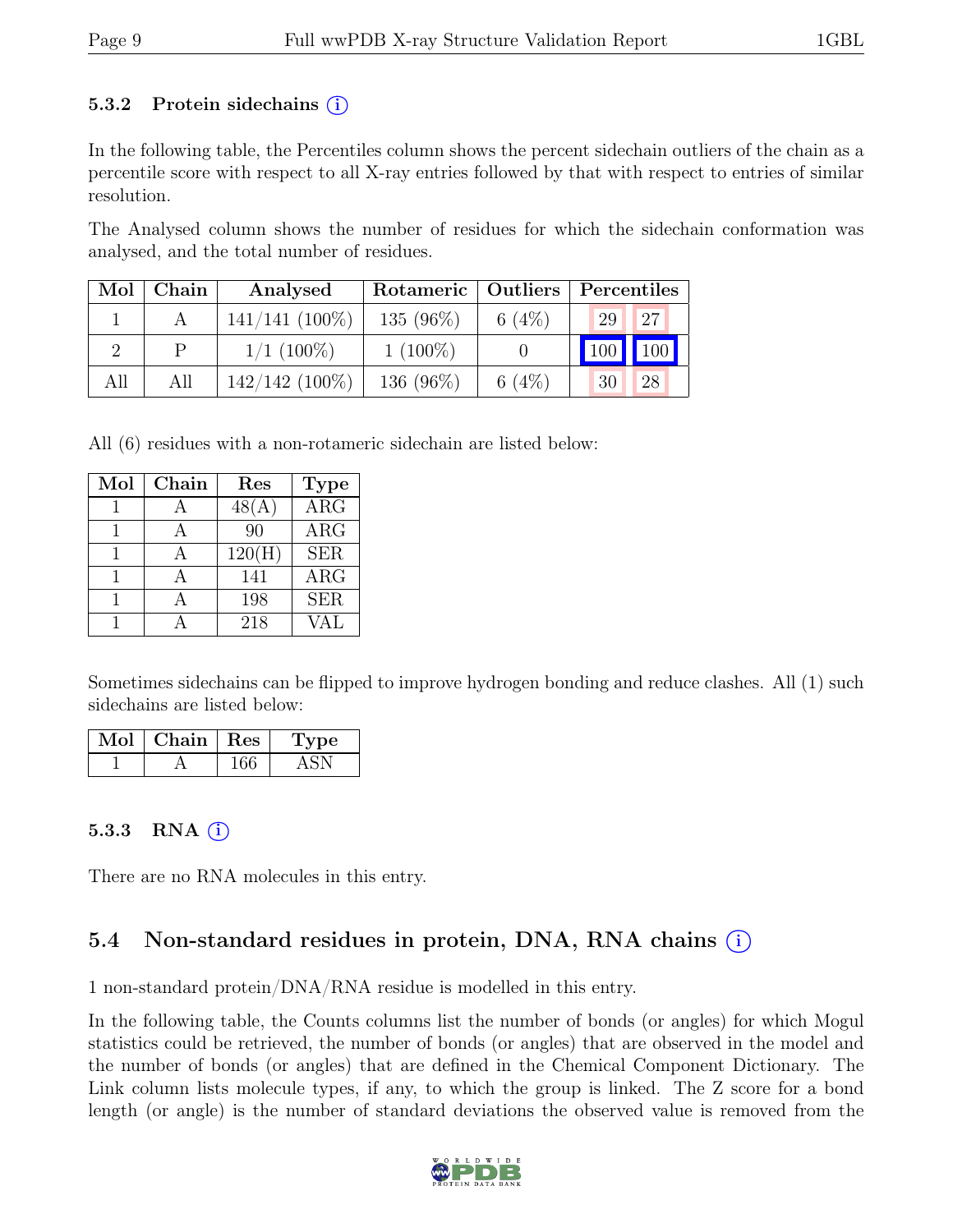### 5.3.2 Protein sidechains (i)

In the following table, the Percentiles column shows the percent sidechain outliers of the chain as a percentile score with respect to all X-ray entries followed by that with respect to entries of similar resolution.

The Analysed column shows the number of residues for which the sidechain conformation was analysed, and the total number of residues.

| Mol | Chain | Analysed | Rotameric | Outliers | Percentiles | |
|---|---|---|---|---|---|---|
| 1 | A | 141/141 (100%) | 135 (96%) | 6 (4%) | 29 | 27 |
| 2 | P | 1/1 (100%) | 1 (100%) | 0 | 100 | 100 |
| All | All | 142/142 (100%) | 136 (96%) | 6 (4%) | 30 | 28 |

All (6) residues with a non-rotameric sidechain are listed below:

| Mol | Chain | Res | Type |
|---|---|---|---|
| 1 | A | 48(A) | ARG |
| 1 | A | 90 | ARG |
| 1 | A | 120(H) | SER |
| 1 | A | 141 | ARG |
| 1 | A | 198 | SER |
| 1 | A | 218 | VAL |

Sometimes sidechains can be flipped to improve hydrogen bonding and reduce clashes. All (1) such sidechains are listed below:

| Mol | Chain | Res | Type |
|---|---|---|---|
| 1 | A | 166 | ASN |

### 5.3.3 RNA (i)

There are no RNA molecules in this entry.

## 5.4 Non-standard residues in protein, DNA, RNA chains (i)

1 non-standard protein/DNA/RNA residue is modelled in this entry.

In the following table, the Counts columns list the number of bonds (or angles) for which Mogul statistics could be retrieved, the number of bonds (or angles) that are observed in the model and the number of bonds (or angles) that are defined in the Chemical Component Dictionary. The Link column lists molecule types, if any, to which the group is linked. The Z score for a bond length (or angle) is the number of standard deviations the observed value is removed from the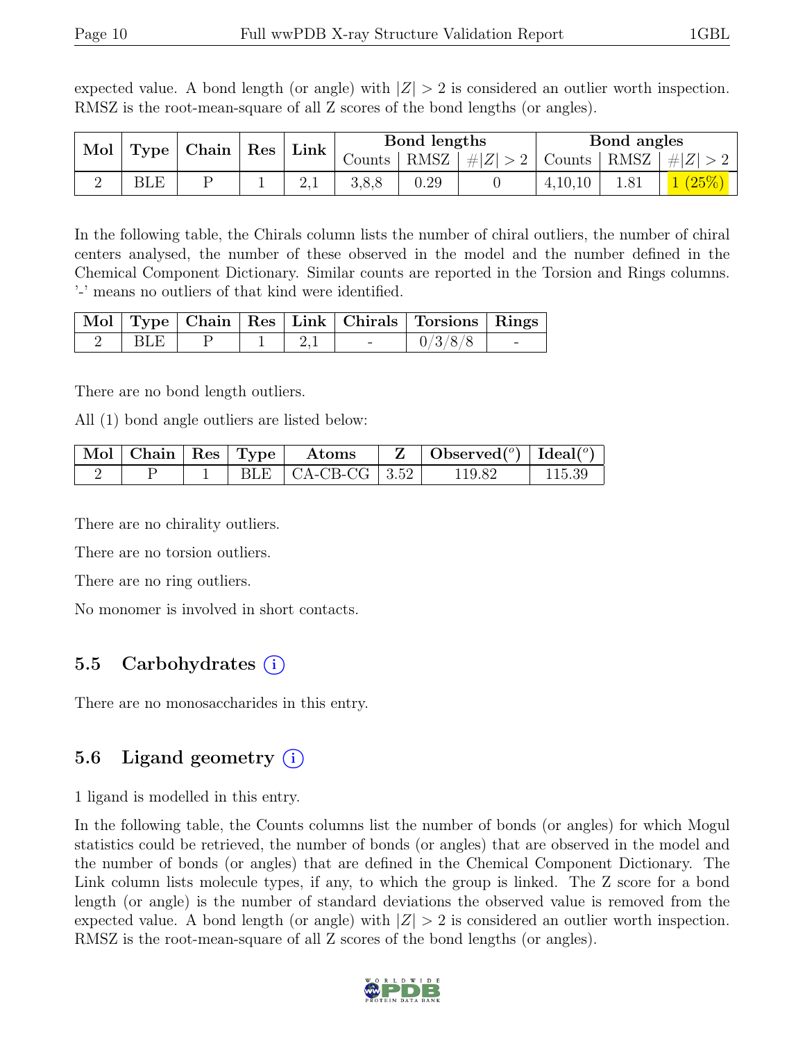expected value. A bond length (or angle) with $|Z| > 2$ is considered an outlier worth inspection. RMSZ is the root-mean-square of all Z scores of the bond lengths (or angles).

| Mol | Type | Chain | Res | Link | Bond lengths | | | Bond angles | | |
|---|---|---|---|---|---|---|---|---|---|---|
| | | | | | Counts | RMSZ | $\#\|Z\| > 2$ | Counts | RMSZ | $\#\|Z\| > 2$ |
| 2 | BLE | P | 1 | 2,1 | 3,8,8 | 0.29 | 0 | 4,10,10 | 1.81 | 1 (25%) |

In the following table, the Chirals column lists the number of chiral outliers, the number of chiral centers analysed, the number of these observed in the model and the number defined in the Chemical Component Dictionary. Similar counts are reported in the Torsion and Rings columns. '-' means no outliers of that kind were identified.

| Mol | Type | Chain | Res | Link | Chirals | Torsions | Rings |
|---|---|---|---|---|---|---|---|
| 2 | BLE | P | 1 | 2,1 | - | 0/3/8/8 | - |

There are no bond length outliers.

All (1) bond angle outliers are listed below:

| Mol | Chain | Res | Type | Atoms | Z | Observed($^o$) | Ideal($^o$) |
|---|---|---|---|---|---|---|---|
| 2 | P | 1 | BLE | CA-CB-CG | 3.52 | 119.82 | 115.39 |

There are no chirality outliers.

There are no torsion outliers.

There are no ring outliers.

No monomer is involved in short contacts.

## 5.5 Carbohydrates (i)

There are no monosaccharides in this entry.

## 5.6 Ligand geometry (i)

1 ligand is modelled in this entry.

In the following table, the Counts columns list the number of bonds (or angles) for which Mogul statistics could be retrieved, the number of bonds (or angles) that are observed in the model and the number of bonds (or angles) that are defined in the Chemical Component Dictionary. The Link column lists molecule types, if any, to which the group is linked. The Z score for a bond length (or angle) is the number of standard deviations the observed value is removed from the expected value. A bond length (or angle) with $|Z| > 2$ is considered an outlier worth inspection. RMSZ is the root-mean-square of all Z scores of the bond lengths (or angles).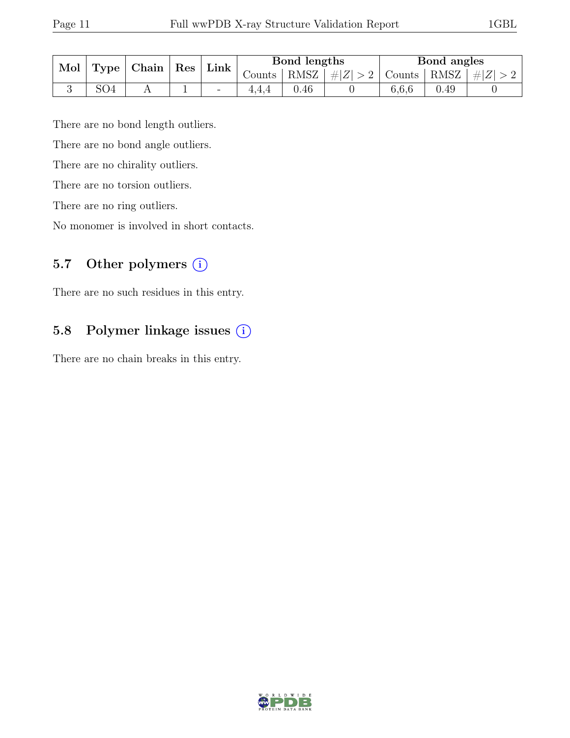| Mol | Type | Chain | Res | Link | Bond lengths | | | Bond angles | | |
|---|---|---|---|---|---|---|---|---|---|---|
| | | | | | Counts | RMSZ | $\#\|Z\| > 2$ | Counts | RMSZ | $\#\|Z\| > 2$ |
| 3 | SO4 | A | 1 | - | 4,4,4 | 0.46 | 0 | 6,6,6 | 0.49 | 0 |

There are no bond length outliers.

There are no bond angle outliers.

There are no chirality outliers.

There are no torsion outliers.

There are no ring outliers.

No monomer is involved in short contacts.

## 5.7 Other polymers (i)

There are no such residues in this entry.

## 5.8 Polymer linkage issues (i)

There are no chain breaks in this entry.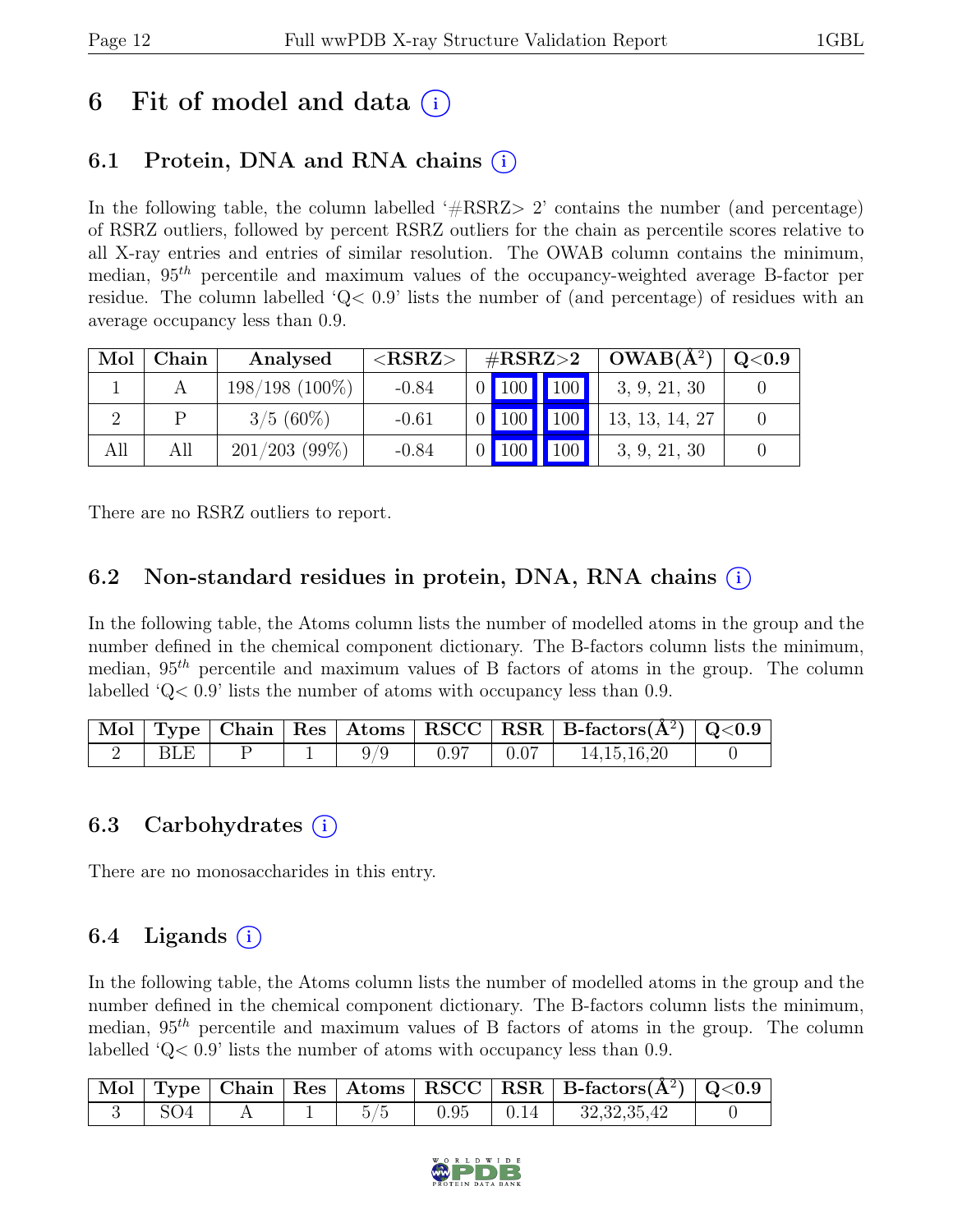# 6 Fit of model and data (i)

## 6.1 Protein, DNA and RNA chains (i)

In the following table, the column labelled '#RSRZ> 2' contains the number (and percentage) of RSRZ outliers, followed by percent RSRZ outliers for the chain as percentile scores relative to all X-ray entries and entries of similar resolution. The OWAB column contains the minimum, median, $95^{th}$ percentile and maximum values of the occupancy-weighted average B-factor per residue. The column labelled 'Q< 0.9' lists the number of (and percentage) of residues with an average occupancy less than 0.9.

| Mol | Chain | Analysed | <RSRZ> | #RSRZ>2 | | | OWAB(Å$^2$) | Q<0.9 |
|---|---|---|---|---|---|---|---|---|
| 1 | A | 198/198 (100%) | -0.84 | 0 | 100 | 100 | 3, 9, 21, 30 | 0 |
| 2 | P | 3/5 (60%) | -0.61 | 0 | 100 | 100 | 13, 13, 14, 27 | 0 |
| All | All | 201/203 (99%) | -0.84 | 0 | 100 | 100 | 3, 9, 21, 30 | 0 |

There are no RSRZ outliers to report.

## 6.2 Non-standard residues in protein, DNA, RNA chains (i)

In the following table, the Atoms column lists the number of modelled atoms in the group and the number defined in the chemical component dictionary. The B-factors column lists the minimum, median, $95^{th}$ percentile and maximum values of B factors of atoms in the group. The column labelled 'Q< 0.9' lists the number of atoms with occupancy less than 0.9.

| Mol | Type | Chain | Res | Atoms | RSCC | RSR | B-factors(Å$^2$) | Q<0.9 |
|---|---|---|---|---|---|---|---|---|
| 2 | BLE | P | 1 | 9/9 | 0.97 | 0.07 | 14,15,16,20 | 0 |

## 6.3 Carbohydrates (i)

There are no monosaccharides in this entry.

## 6.4 Ligands (i)

In the following table, the Atoms column lists the number of modelled atoms in the group and the number defined in the chemical component dictionary. The B-factors column lists the minimum, median, $95^{th}$ percentile and maximum values of B factors of atoms in the group. The column labelled 'Q< 0.9' lists the number of atoms with occupancy less than 0.9.

| Mol | Type | Chain | Res | Atoms | RSCC | RSR | B-factors(Å$^2$) | Q<0.9 |
|---|---|---|---|---|---|---|---|---|
| 3 | SO4 | A | 1 | 5/5 | 0.95 | 0.14 | 32,32,35,42 | 0 |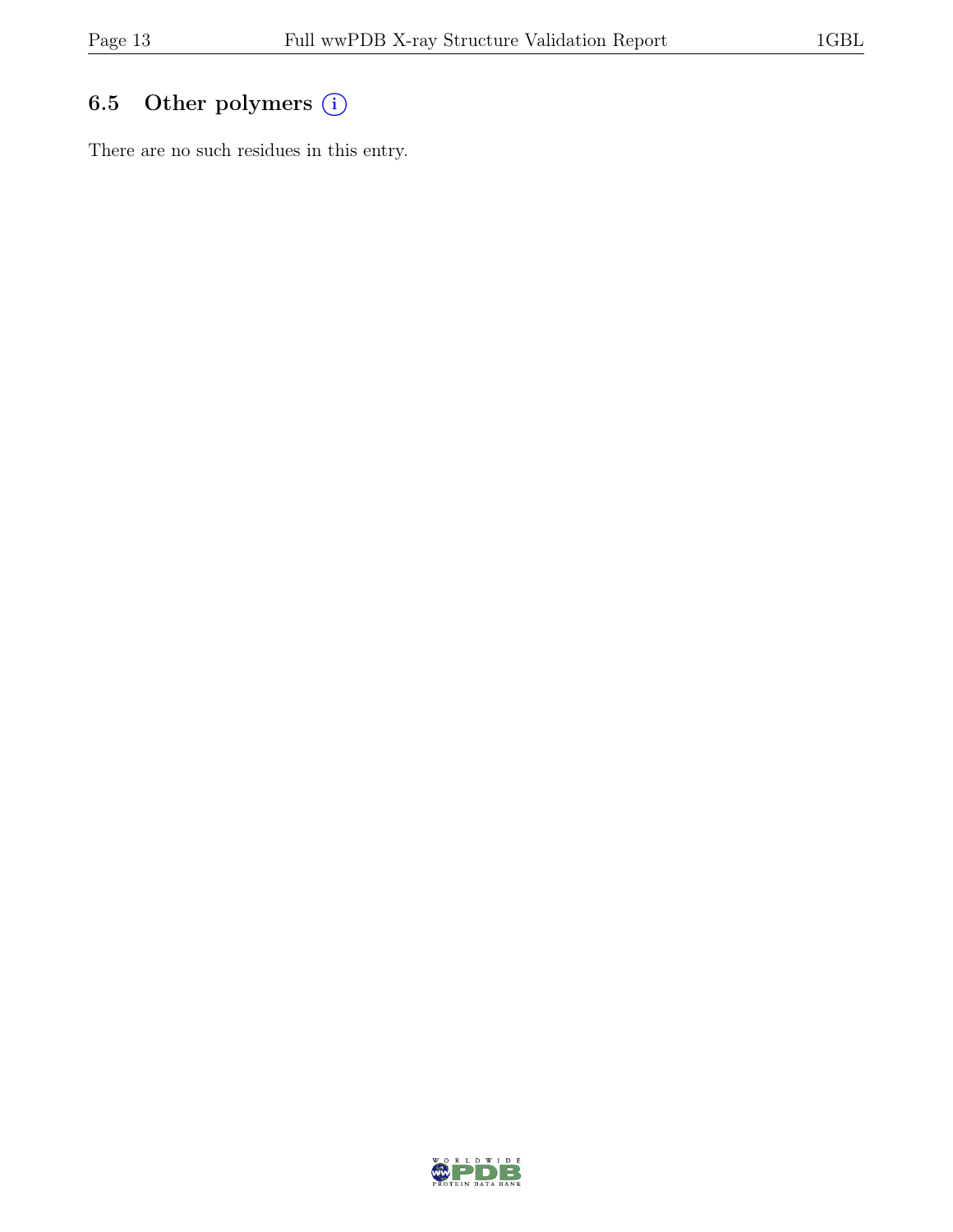### 6.5 Other polymers (i)

There are no such residues in this entry.